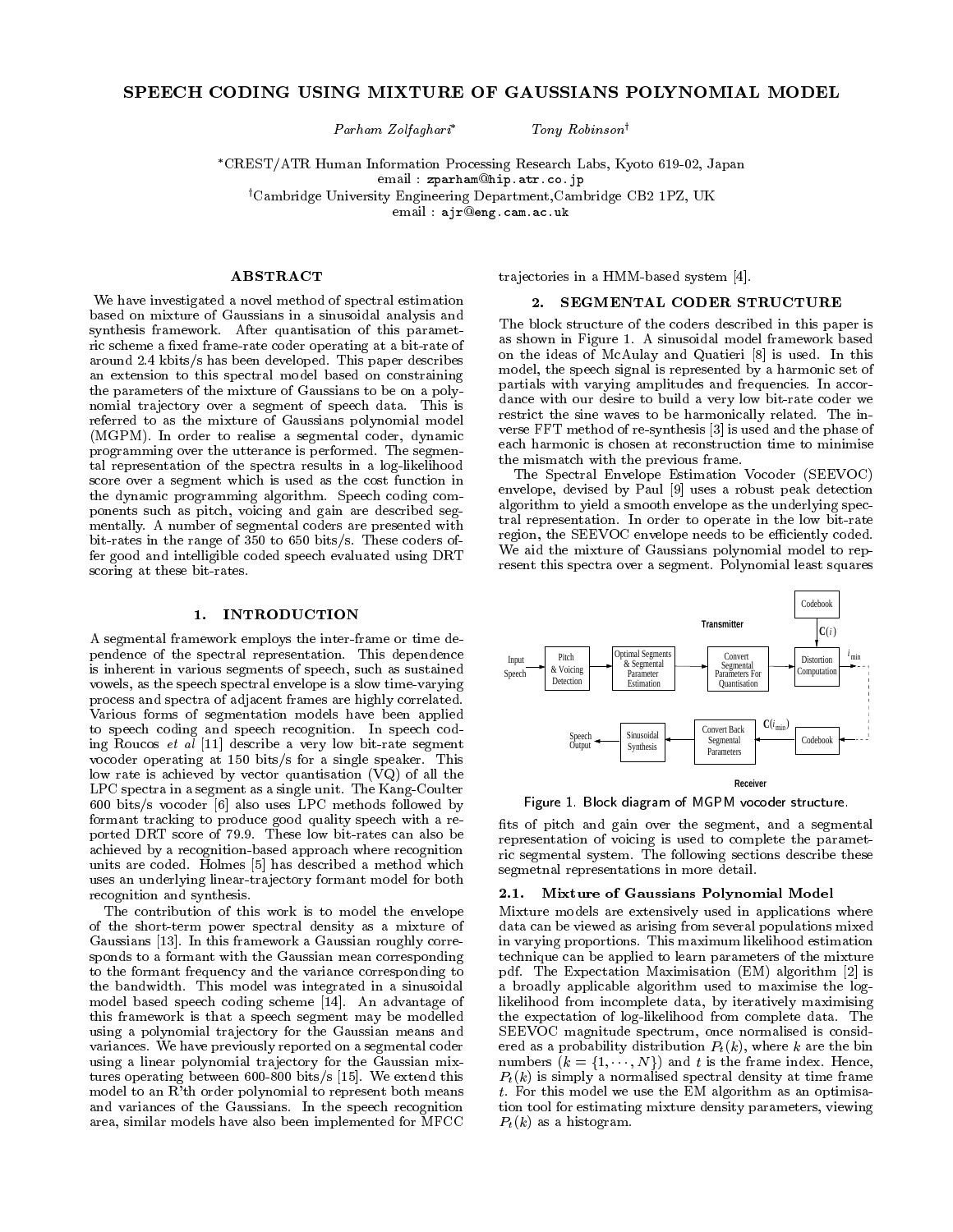# SPEECH CODING USING MIXTURE OF GAUSSIANS POLYNOMIAL MODEL

*Parham Zolfaghari*\*  *Tony Robinson*†

\*CREST/ATR Human Information Processing Research Labs, Kyoto 619-02, Japan
email : zparham@hip.atr.co.jp
†Cambridge University Engineering Department, Cambridge CB2 1PZ, UK
email : ajr@eng.cam.ac.uk

## ABSTRACT

We have investigated a novel method of spectral estimation based on mixture of Gaussians in a sinusoidal analysis and synthesis framework. After quantisation of this parametric scheme a fixed frame-rate coder operating at a bit-rate of around 2.4 kbits/s has been developed. This paper describes an extension to this spectral model based on constraining the parameters of the mixture of Gaussians to be on a polynomial trajectory over a segment of speech data. This is referred to as the mixture of Gaussians polynomial model (MGPM). In order to realise a segmental coder, dynamic programming over the utterance is performed. The segmental representation of the spectra results in a log-likelihood score over a segment which is used as the cost function in the dynamic programming algorithm. Speech coding components such as pitch, voicing and gain are described segmentally. A number of segmental coders are presented with bit-rates in the range of 350 to 650 bits/s. These coders offer good and intelligible coded speech evaluated using DRT scoring at these bit-rates.

## 1. INTRODUCTION

A segmental framework employs the inter-frame or time dependence of the spectral representation. This dependence is inherent in various segments of speech, such as sustained vowels, as the speech spectral envelope is a slow time-varying process and spectra of adjacent frames are highly correlated. Various forms of segmentation models have been applied to speech coding and speech recognition. In speech coding Roucos *et al* [11] describe a very low bit-rate segment vocoder operating at 150 bits/s for a single speaker. This low rate is achieved by vector quantisation (VQ) of all the LPC spectra in a segment as a single unit. The Kang-Coulter 600 bits/s vocoder [6] also uses LPC methods followed by formant tracking to produce good quality speech with a reported DRT score of 79.9. These low bit-rates can also be achieved by a recognition-based approach where recognition units are coded. Holmes [5] has described a method which uses an underlying linear-trajectory formant model for both recognition and synthesis.

The contribution of this work is to model the envelope of the short-term power spectral density as a mixture of Gaussians [13]. In this framework a Gaussian roughly corresponds to a formant with the Gaussian mean corresponding to the formant frequency and the variance corresponding to the bandwidth. This model was integrated in a sinusoidal model based speech coding scheme [14]. An advantage of this framework is that a speech segment may be modelled using a polynomial trajectory for the Gaussian means and variances. We have previously reported on a segmental coder using a linear polynomial trajectory for the Gaussian mixtures operating between 600-800 bits/s [15]. We extend this model to an R'th order polynomial to represent both means and variances of the Gaussians. In the speech recognition area, similar models have also been implemented for MFCC trajectories in a HMM-based system [4].

## 2. SEGMENTAL CODER STRUCTURE

The block structure of the coders described in this paper is as shown in Figure 1. A sinusoidal model framework based on the ideas of McAulay and Quatieri [8] is used. In this model, the speech signal is represented by a harmonic set of partials with varying amplitudes and frequencies. In accordance with our desire to build a very low bit-rate coder we restrict the sine waves to be harmonically related. The inverse FFT method of re-synthesis [3] is used and the phase of each harmonic is chosen at reconstruction time to minimise the mismatch with the previous frame.

The Spectral Envelope Estimation Vocoder (SEEVOC) envelope, devised by Paul [9] uses a robust peak detection algorithm to yield a smooth envelope as the underlying spectral representation. In order to operate in the low bit-rate region, the SEEVOC envelope needs to be efficiently coded. We aid the mixture of Gaussians polynomial model to represent this spectra over a segment. Polynomial least squares fits of pitch and gain over the segment, and a segmental representation of voicing is used to complete the parametric segmental system. The following sections describe these segmetnal representations in more detail.

Figure 1. Block diagram of MGPM vocoder structure.

### 2.1. Mixture of Gaussians Polynomial Model

Mixture models are extensively used in applications where data can be viewed as arising from several populations mixed in varying proportions. This maximum likelihood estimation technique can be applied to learn parameters of the mixture pdf. The Expectation Maximisation (EM) algorithm [2] is a broadly applicable algorithm used to maximise the log-likelihood from incomplete data, by iteratively maximising the expectation of log-likelihood from complete data. The SEEVOC magnitude spectrum, once normalised is considered as a probability distribution $P_t(k)$, where $k$ are the bin numbers ($k = \{1, \cdots, N\}$) and $t$ is the frame index. Hence, $P_t(k)$ is simply a normalised spectral density at time frame $t$. For this model we use the EM algorithm as an optimisation tool for estimating mixture density parameters, viewing $P_t(k)$ as a histogram.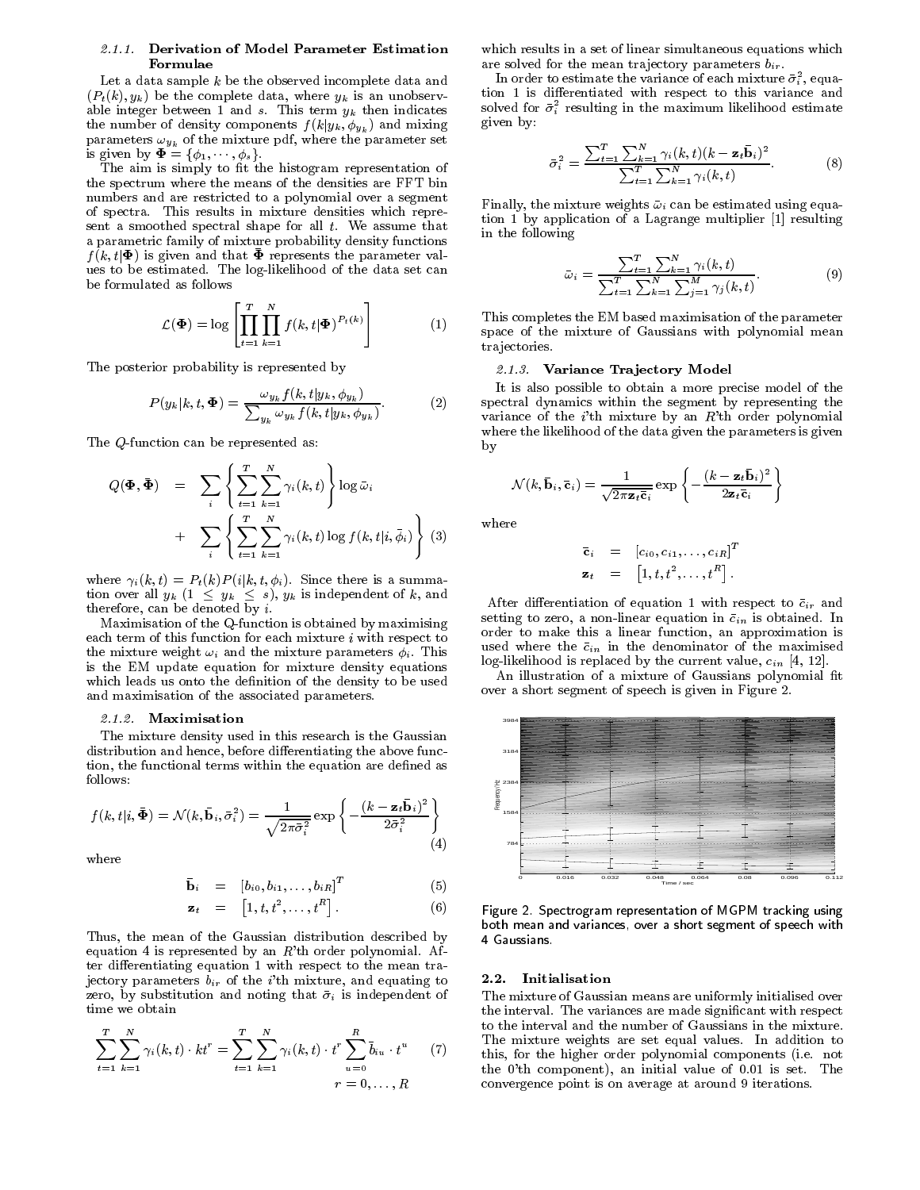#### 2.1.1. Derivation of Model Parameter Estimation Formulae

Let a data sample $k$ be the observed incomplete data and $(P_t(k), y_k)$ be the complete data, where $y_k$ is an unobservable integer between 1 and $s$. This term $y_k$ then indicates the number of density components $f(k|y_k, \phi_{y_k})$ and mixing parameters $\omega_{y_k}$ of the mixture pdf, where the parameter set is given by $\mathbf{\Phi} = \{\phi_1, \cdots, \phi_s\}$.

The aim is simply to fit the histogram representation of the spectrum where the means of the densities are FFT bin numbers and are restricted to a polynomial over a segment of spectra. This results in mixture densities which represent a smoothed spectral shape for all $t$. We assume that a parametric family of mixture probability density functions $f(k, t|\mathbf{\Phi})$ is given and that $\bar{\mathbf{\Phi}}$ represents the parameter values to be estimated. The log-likelihood of the data set can be formulated as follows

$$\mathcal{L}(\mathbf{\Phi}) = \log \left[ \prod_{t=1}^{T} \prod_{k=1}^{N} f(k, t|\mathbf{\Phi})^{P_t(k)} \right] \tag{1}$$

The posterior probability is represented by

$$P(y_k|k, t, \mathbf{\Phi}) = \frac{\omega_{y_k} f(k, t|y_k, \phi_{y_k})}{\sum_{y_k} \omega_{y_k} f(k, t|y_k, \phi_{y_k})}. \tag{2}$$

The $Q$-function can be represented as:

$$\begin{aligned} Q(\mathbf{\Phi}, \bar{\mathbf{\Phi}}) &= \sum_i \left\{ \sum_{t=1}^{T} \sum_{k=1}^{N} \gamma_i(k, t) \right\} \log \bar{\omega}_i \\ &+ \sum_i \left\{ \sum_{t=1}^{T} \sum_{k=1}^{N} \gamma_i(k, t) \log f(k, t|i, \bar{\phi}_i) \right\} \end{aligned} \tag{3}$$

where $\gamma_i(k, t) = P_t(k) P(i|k, t, \phi_i)$. Since there is a summation over all $y_k$ ($1 \leq y_k \leq s$), $y_k$ is independent of $k$, and therefore, can be denoted by $i$.

Maximisation of the Q-function is obtained by maximising each term of this function for each mixture $i$ with respect to the mixture weight $\omega_i$ and the mixture parameters $\phi_i$. This is the EM update equation for mixture density equations which leads us onto the definition of the density to be used and maximisation of the associated parameters.

#### 2.1.2. Maximisation

The mixture density used in this research is the Gaussian distribution and hence, before differentiating the above function, the functional terms within the equation are defined as follows:

$$f(k, t|i, \bar{\mathbf{\Phi}}) = \mathcal{N}(k, \bar{\mathbf{b}}_i, \bar{\sigma}_i^2) = \frac{1}{\sqrt{2\pi\bar{\sigma}_i^2}} \exp\left\{ -\frac{(k - \mathbf{z}_t \bar{\mathbf{b}}_i)^2}{2\bar{\sigma}_i^2} \right\} \tag{4}$$

where

$$\bar{\mathbf{b}}_i = [b_{i0}, b_{i1}, \ldots, b_{iR}]^T \tag{5}$$

$$\mathbf{z}_t = \left[1, t, t^2, \ldots, t^R\right]. \tag{6}$$

Thus, the mean of the Gaussian distribution described by equation 4 is represented by an $R$'th order polynomial. After differentiating equation 1 with respect to the mean trajectory parameters $b_{ir}$ of the $i$'th mixture, and equating to zero, by substitution and noting that $\bar{\sigma}_i$ is independent of time we obtain

$$\sum_{t=1}^{T} \sum_{k=1}^{N} \gamma_i(k, t) \cdot k t^r = \sum_{t=1}^{T} \sum_{k=1}^{N} \gamma_i(k, t) \cdot t^r \sum_{u=0}^{R} \bar{b}_{iu} \cdot t^u \tag{7}$$

$$r = 0, \ldots, R$$

which results in a set of linear simultaneous equations which are solved for the mean trajectory parameters $b_{ir}$.

In order to estimate the variance of each mixture $\bar{\sigma}_i^2$, equation 1 is differentiated with respect to this variance and solved for $\bar{\sigma}_i^2$ resulting in the maximum likelihood estimate given by:

$$\bar{\sigma}_i^2 = \frac{\sum_{t=1}^{T} \sum_{k=1}^{N} \gamma_i(k, t)(k - \mathbf{z}_t \bar{\mathbf{b}}_i)^2}{\sum_{t=1}^{T} \sum_{k=1}^{N} \gamma_i(k, t)}. \tag{8}$$

Finally, the mixture weights $\bar{\omega}_i$ can be estimated using equation 1 by application of a Lagrange multiplier [1] resulting in the following

$$\bar{\omega}_i = \frac{\sum_{t=1}^{T} \sum_{k=1}^{N} \gamma_i(k, t)}{\sum_{t=1}^{T} \sum_{k=1}^{N} \sum_{j=1}^{M} \gamma_j(k, t)}. \tag{9}$$

This completes the EM based maximisation of the parameter space of the mixture of Gaussians with polynomial mean trajectories.

#### 2.1.3. Variance Trajectory Model

It is also possible to obtain a more precise model of the spectral dynamics within the segment by representing the variance of the $i$'th mixture by an $R$'th order polynomial where the likelihood of the data given the parameters is given by

$$\mathcal{N}(k, \bar{\mathbf{b}}_i, \bar{\mathbf{c}}_i) = \frac{1}{\sqrt{2\pi \mathbf{z}_t \bar{\mathbf{c}}_i}} \exp\left\{ -\frac{(k - \mathbf{z}_t \bar{\mathbf{b}}_i)^2}{2\mathbf{z}_t \bar{\mathbf{c}}_i} \right\}$$

where

$$\bar{\mathbf{c}}_i = [c_{i0}, c_{i1}, \ldots, c_{iR}]^T$$

$$\mathbf{z}_t = \left[1, t, t^2, \ldots, t^R\right].$$

After differentiation of equation 1 with respect to $\bar{c}_{ir}$ and setting to zero, a non-linear equation in $\bar{c}_{in}$ is obtained. In order to make this a linear function, an approximation is used where the $\bar{c}_{in}$ in the denominator of the maximised log-likelihood is replaced by the current value, $c_{in}$ [4, 12].

An illustration of a mixture of Gaussians polynomial fit over a short segment of speech is given in Figure 2.

Figure 2. Spectrogram representation of MGPM tracking using both mean and variances, over a short segment of speech with 4 Gaussians.

### 2.2. Initialisation

The mixture of Gaussian means are uniformly initialised over the interval. The variances are made significant with respect to the interval and the number of Gaussians in the mixture. The mixture weights are set equal values. In addition to this, for the higher order polynomial components (i.e. not the 0'th component), an initial value of 0.01 is set. The convergence point is on average at around 9 iterations.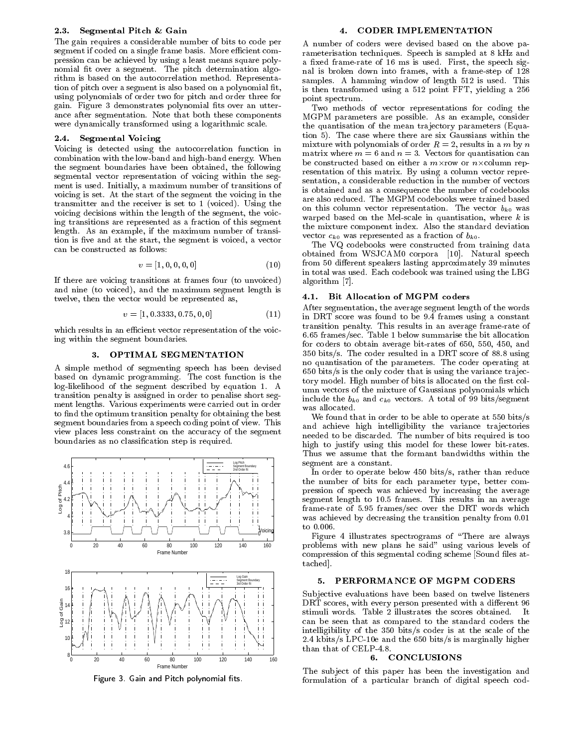### 2.3. Segmental Pitch & Gain

The gain requires a considerable number of bits to code per segment if coded on a single frame basis. More efficient compression can be achieved by using a least means square polynomial fit over a segment. The pitch determination algorithm is based on the autocorrelation method. Representation of pitch over a segment is also based on a polynomial fit, using polynomials of order two for pitch and order three for gain. Figure 3 demonstrates polynomial fits over an utterance after segmentation. Note that both these components were dynamically transformed using a logarithmic scale.

### 2.4. Segmental Voicing

Voicing is detected using the autocorrelation function in combination with the low-band and high-band energy. When the segment boundaries have been obtained, the following segmental vector representation of voicing within the segment is used. Initially, a maximum number of transitions of voicing is set. At the start of the segment the voicing in the transmitter and the receiver is set to 1 (voiced). Using the voicing decisions within the length of the segment, the voicing transitions are represented as a fraction of this segment length. As an example, if the maximum number of transition is five and at the start, the segment is voiced, a vector can be constructed as follows:

$$v = [1, 0, 0, 0, 0] \tag{10}$$

If there are voicing transitions at frames four (to unvoiced) and nine (to voiced), and the maximum segment length is twelve, then the vector would be represented as,

$$v = [1, 0.3333, 0.75, 0, 0] \tag{11}$$

which results in an efficient vector representation of the voicing within the segment boundaries.

## 3. OPTIMAL SEGMENTATION

A simple method of segmenting speech has been devised based on dynamic programming. The cost function is the log-likelihood of the segment described by equation 1. A transition penalty is assigned in order to penalise short segment lengths. Various experiments were carried out in order to find the optimum transition penalty for obtaining the best segment boundaries from a speech coding point of view. This view places less constraint on the accuracy of the segment boundaries as no classification step is required.

Figure 3. Gain and Pitch polynomial fits.

## 4. CODER IMPLEMENTATION

A number of coders were devised based on the above parameterisation techniques. Speech is sampled at 8 kHz and a fixed frame-rate of 16 ms is used. First, the speech signal is broken down into frames, with a frame-step of 128 samples. A hamming window of length 512 is used. This is then transformed using a 512 point FFT, yielding a 256 point spectrum.

Two methods of vector representations for coding the MGPM parameters are possible. As an example, consider the quantisation of the mean trajectory parameters (Equation 5). The case where there are six Gaussians within the mixture with polynomials of order $R = 2$, results in a $m$ by $n$ matrix where $m = 6$ and $n = 3$. Vectors for quantisation can be constructed based on either a $m\times$row or $n\times$column representation of this matrix. By using a column vector representation, a considerable reduction in the number of vectors is obtained and as a consequence the number of codebooks are also reduced. The MGPM codebooks were trained based on this column vector representation. The vector $b_{k0}$ was warped based on the Mel-scale in quantisation, where $k$ is the mixture component index. Also the standard deviation vector $c_{k0}$ was represented as a fraction of $b_{k0}$.

The VQ codebooks were constructed from training data obtained from WSJCAM0 corpora [10]. Natural speech from 50 different speakers lasting approximately 39 minutes in total was used. Each codebook was trained using the LBG algorithm [7].

### 4.1. Bit Allocation of MGPM coders

After segmentation, the average segment length of the words in DRT score was found to be 9.4 frames using a constant transition penalty. This results in an average frame-rate of 6.65 frames/sec. Table 1 below summarise the bit allocation for coders to obtain average bit-rates of 650, 550, 450, and 350 bits/s. The coder resulted in a DRT score of 88.8 using no quantisation of the parameters. The coder operating at 650 bits/s is the only coder that is using the variance trajectory model. High number of bits is allocated on the first column vectors of the mixture of Gaussians polynomials which include the $b_{k0}$ and $c_{k0}$ vectors. A total of 99 bits/segment was allocated.

We found that in order to be able to operate at 550 bits/s and achieve high intelligibility the variance trajectories needed to be discarded. The number of bits required is too high to justify using this model for these lower bit-rates. Thus we assume that the formant bandwidths within the segment are a constant.

In order to operate below 450 bits/s, rather than reduce the number of bits for each parameter type, better compression of speech was achieved by increasing the average segment length to 10.5 frames. This results in an average frame-rate of 5.95 frames/sec over the DRT words which was achieved by decreasing the transition penalty from 0.01 to 0.006.

Figure 4 illustrates spectrograms of "There are always problems with new plans he said" using various levels of compression of this segmental coding scheme [Sound files attached].

## 5. PERFORMANCE OF MGPM CODERS

Subjective evaluations have been based on twelve listeners DRT scores, with every person presented with a different 96 stimuli words. Table 2 illustrates the scores obtained. It can be seen that as compared to the standard coders the intelligibility of the 350 bits/s coder is at the scale of the 2.4 kbits/s LPC-10e and the 650 bits/s is marginally higher than that of CELP-4.8.

## 6. CONCLUSIONS

The subject of this paper has been the investigation and formulation of a particular branch of digital speech cod-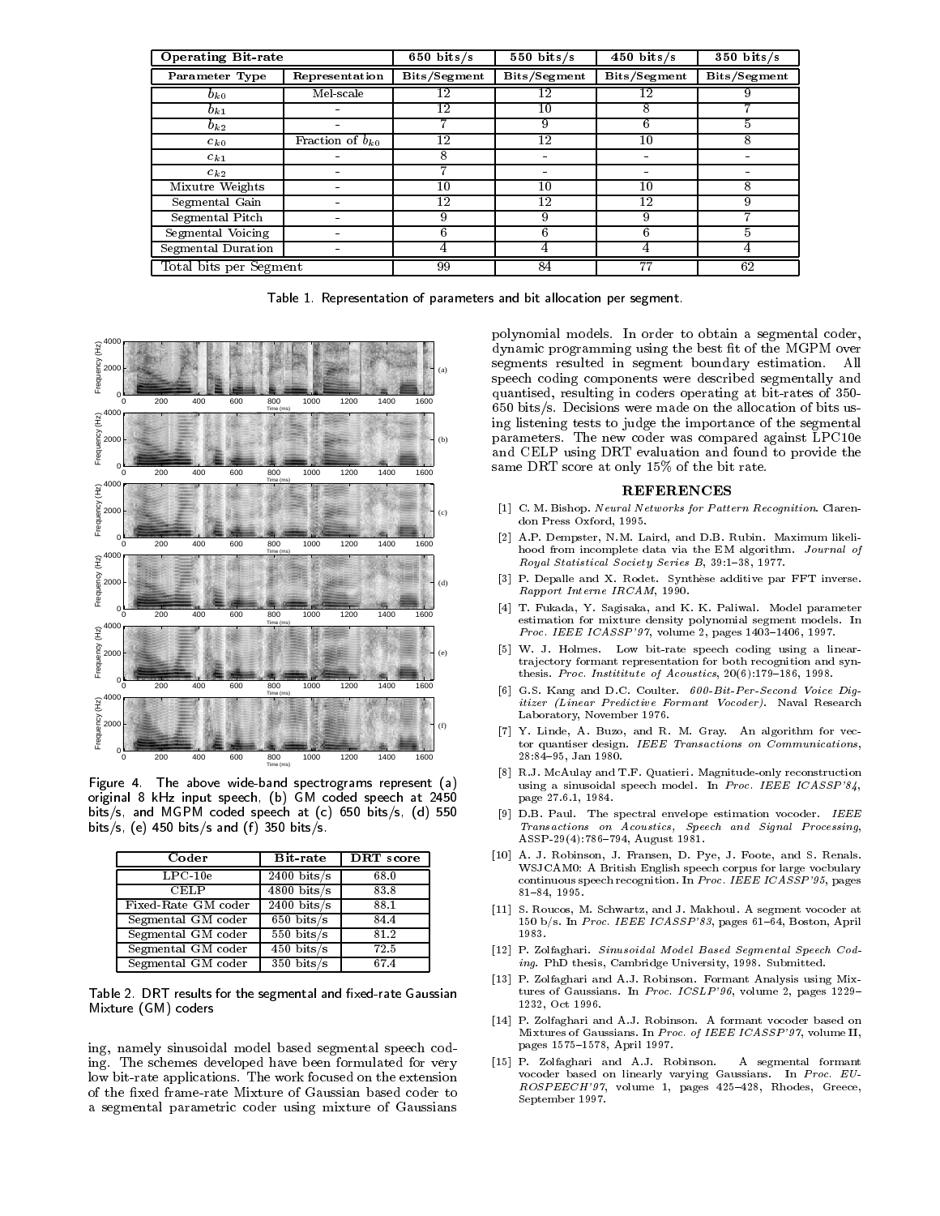| Operating Bit-rate | | 650 bits/s | 550 bits/s | 450 bits/s | 350 bits/s |
|---|---|---|---|---|---|
| Parameter Type | Representation | Bits/Segment | Bits/Segment | Bits/Segment | Bits/Segment |
| $b_{k0}$ | Mel-scale | 12 | 12 | 12 | 9 |
| $b_{k1}$ | - | 12 | 10 | 8 | 7 |
| $b_{k2}$ | - | 7 | 9 | 6 | 5 |
| $c_{k0}$ | Fraction of $b_{k0}$ | 12 | 12 | 10 | 8 |
| $c_{k1}$ | - | 8 | - | - | - |
| $c_{k2}$ | - | 7 | - | - | - |
| Mixutre Weights | - | 10 | 10 | 10 | 8 |
| Segmental Gain | - | 12 | 12 | 12 | 9 |
| Segmental Pitch | - | 9 | 9 | 9 | 7 |
| Segmental Voicing | - | 6 | 6 | 6 | 5 |
| Segmental Duration | - | 4 | 4 | 4 | 4 |
| Total bits per Segment | | 99 | 84 | 77 | 62 |

Table 1. Representation of parameters and bit allocation per segment.

Figure 4. The above wide-band spectrograms represent (a) original 8 kHz input speech, (b) GM coded speech at 2450 bits/s, and MGPM coded speech at (c) 650 bits/s, (d) 550 bits/s, (e) 450 bits/s and (f) 350 bits/s.

| Coder | Bit-rate | DRT score |
|---|---|---|
| LPC-10e | 2400 bits/s | 68.0 |
| CELP | 4800 bits/s | 83.8 |
| Fixed-Rate GM coder | 2400 bits/s | 88.1 |
| Segmental GM coder | 650 bits/s | 84.4 |
| Segmental GM coder | 550 bits/s | 81.2 |
| Segmental GM coder | 450 bits/s | 72.5 |
| Segmental GM coder | 350 bits/s | 67.4 |

Table 2. DRT results for the segmental and fixed-rate Gaussian Mixture (GM) coders

ing, namely sinusoidal model based segmental speech coding. The schemes developed have been formulated for very low bit-rate applications. The work focused on the extension of the fixed frame-rate Mixture of Gaussian based coder to a segmental parametric coder using mixture of Gaussians polynomial models. In order to obtain a segmental coder, dynamic programming using the best fit of the MGPM over segments resulted in segment boundary estimation. All speech coding components were described segmentally and quantised, resulting in coders operating at bit-rates of 350-650 bits/s. Decisions were made on the allocation of bits using listening tests to judge the importance of the segmental parameters. The new coder was compared against LPC10e and CELP using DRT evaluation and found to provide the same DRT score at only 15% of the bit rate.

## REFERENCES

[1] C. M. Bishop. *Neural Networks for Pattern Recognition*. Clarendon Press Oxford, 1995.

[2] A.P. Dempster, N.M. Laird, and D.B. Rubin. Maximum likelihood from incomplete data via the EM algorithm. *Journal of Royal Statistical Society Series B*, 39:1–38, 1977.

[3] P. Depalle and X. Rodet. Synthèse additive par FFT inverse. *Rapport Interne IRCAM*, 1990.

[4] T. Fukada, Y. Sagisaka, and K. K. Paliwal. Model parameter estimation for mixture density polynomial segment models. In *Proc. IEEE ICASSP'97*, volume 2, pages 1403–1406, 1997.

[5] W. J. Holmes. Low bit-rate speech coding using a linear-trajectory formant representation for both recognition and synthesis. *Proc. Instititute of Acoustics*, 20(6):179–186, 1998.

[6] G.S. Kang and D.C. Coulter. *600-Bit-Per-Second Voice Digitizer (Linear Predictive Formant Vocoder)*. Naval Research Laboratory, November 1976.

[7] Y. Linde, A. Buzo, and R. M. Gray. An algorithm for vector quantiser design. *IEEE Transactions on Communications*, 28:84–95, Jan 1980.

[8] R.J. McAulay and T.F. Quatieri. Magnitude-only reconstruction using a sinusoidal speech model. In *Proc. IEEE ICASSP'84*, page 27.6.1, 1984.

[9] D.B. Paul. The spectral envelope estimation vocoder. *IEEE Transactions on Acoustics, Speech and Signal Processing*, ASSP-29(4):786–794, August 1981.

[10] A. J. Robinson, J. Fransen, D. Pye, J. Foote, and S. Renals. WSJCAM0: A British English speech corpus for large vocbulary continuous speech recognition. In *Proc. IEEE ICASSP'95*, pages 81–84, 1995.

[11] S. Roucos, M. Schwartz, and J. Makhoul. A segment vocoder at 150 b/s. In *Proc. IEEE ICASSP'83*, pages 61–64, Boston, April 1983.

[12] P. Zolfaghari. *Sinusoidal Model Based Segmental Speech Coding*. PhD thesis, Cambridge University, 1998. Submitted.

[13] P. Zolfaghari and A.J. Robinson. Formant Analysis using Mixtures of Gaussians. In *Proc. ICSLP'96*, volume 2, pages 1229–1232, Oct 1996.

[14] P. Zolfaghari and A.J. Robinson. A formant vocoder based on Mixtures of Gaussians. In *Proc. of IEEE ICASSP'97*, volume II, pages 1575–1578, April 1997.

[15] P. Zolfaghari and A.J. Robinson. A segmental formant vocoder based on linearly varying Gaussians. In *Proc. EUROSPEECH'97*, volume 1, pages 425–428, Rhodes, Greece, September 1997.